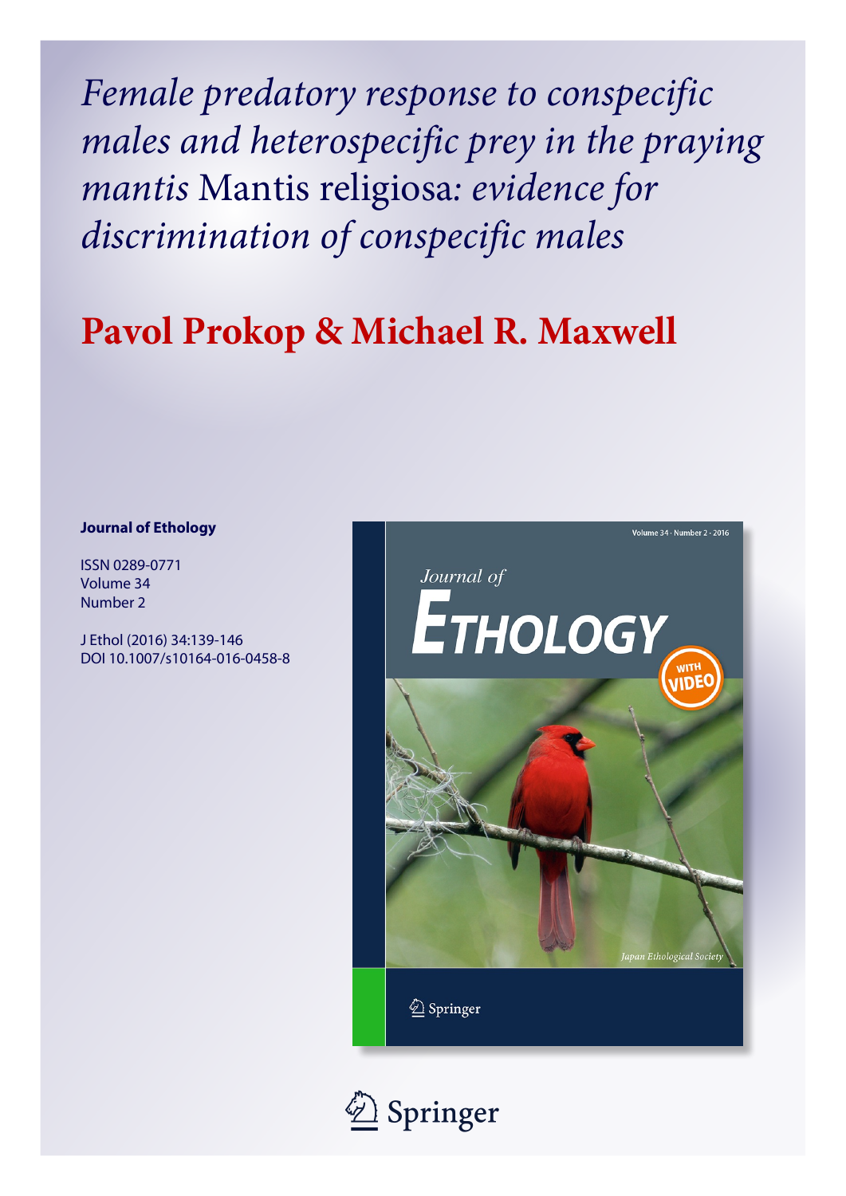*Female predatory response to conspecific males and heterospecific prey in the praying mantis* Mantis religiosa*: evidence for discrimination of conspecific males*

# Pavol Prokop & Michael R. Maxwell

**Journal of Ethology**

ISSN 0289-0771
Volume 34
Number 2

J Ethol (2016) 34:139-146
DOI 10.1007/s10164-016-0458-8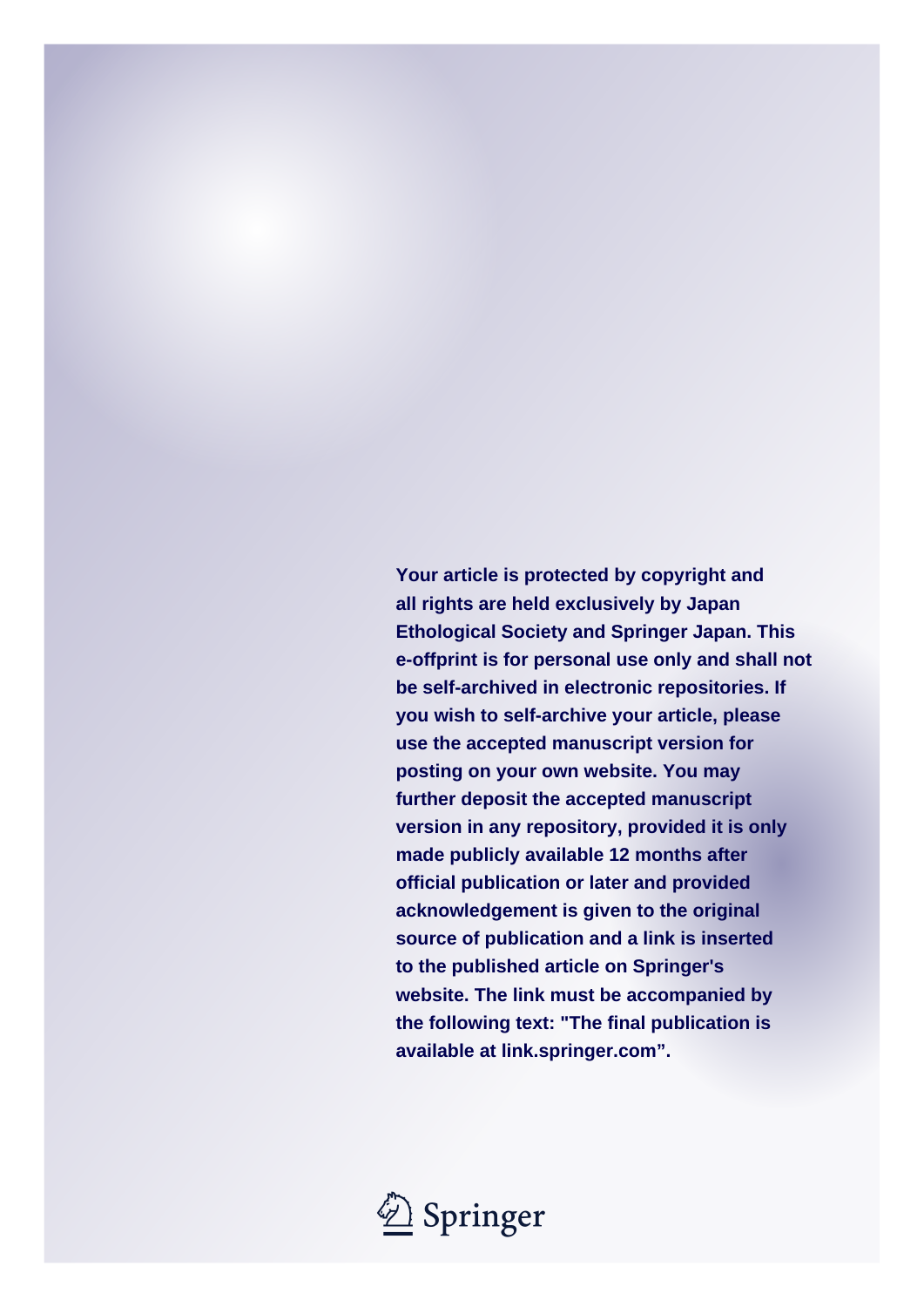**Your article is protected by copyright and all rights are held exclusively by Japan Ethological Society and Springer Japan. This e-offprint is for personal use only and shall not be self-archived in electronic repositories. If you wish to self-archive your article, please use the accepted manuscript version for posting on your own website. You may further deposit the accepted manuscript version in any repository, provided it is only made publicly available 12 months after official publication or later and provided acknowledgement is given to the original source of publication and a link is inserted to the published article on Springer's website. The link must be accompanied by the following text: "The final publication is available at link.springer.com".**

Springer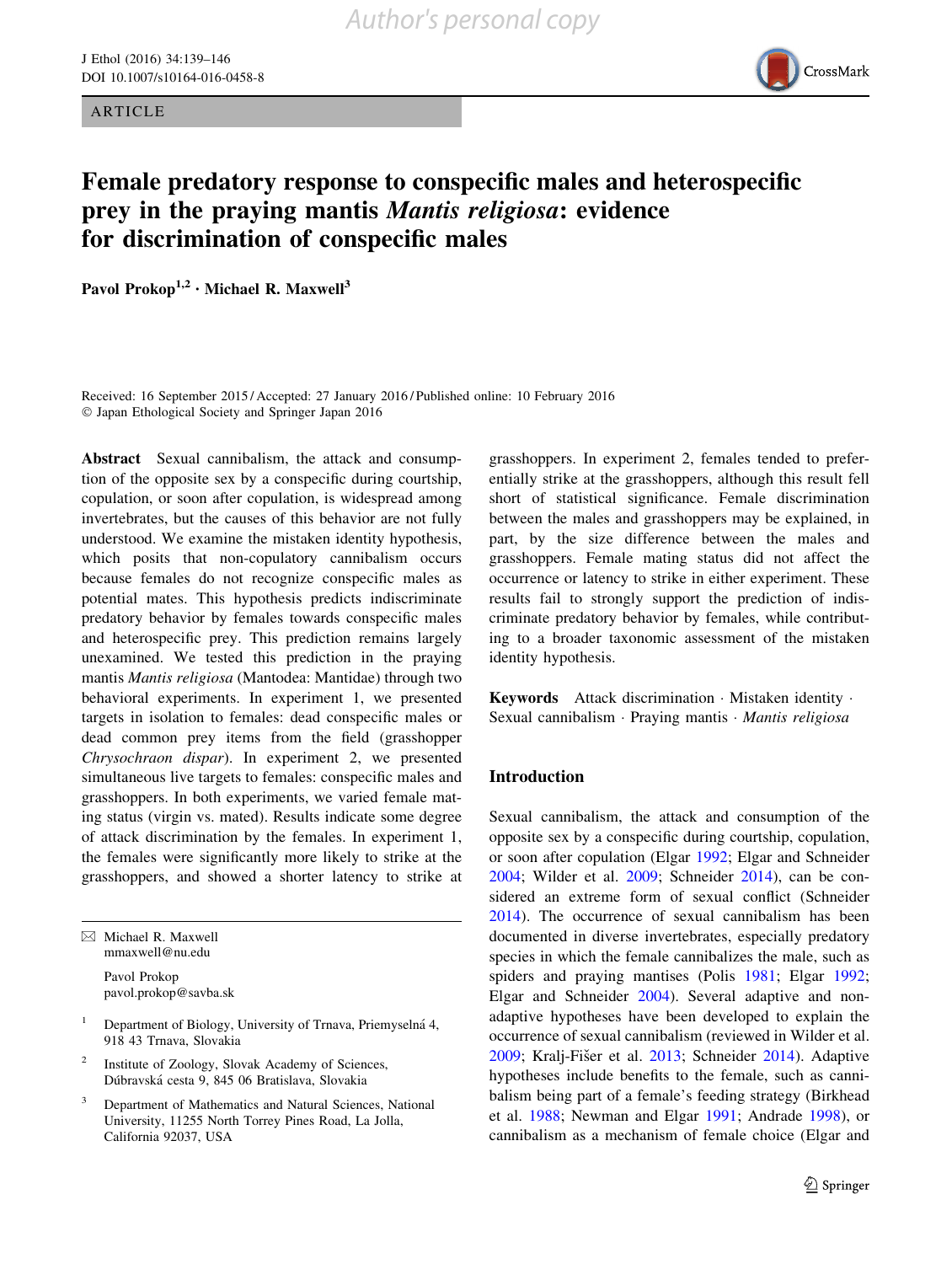Author's personal copy

ARTICLE

# Female predatory response to conspecific males and heterospecific prey in the praying mantis *Mantis religiosa*: evidence for discrimination of conspecific males

**Pavol Prokop[1,2] · Michael R. Maxwell[3]**

Received: 16 September 2015 / Accepted: 27 January 2016 / Published online: 10 February 2016
© Japan Ethological Society and Springer Japan 2016

**Abstract** Sexual cannibalism, the attack and consumption of the opposite sex by a conspecific during courtship, copulation, or soon after copulation, is widespread among invertebrates, but the causes of this behavior are not fully understood. We examine the mistaken identity hypothesis, which posits that non-copulatory cannibalism occurs because females do not recognize conspecific males as potential mates. This hypothesis predicts indiscriminate predatory behavior by females towards conspecific males and heterospecific prey. This prediction remains largely unexamined. We tested this prediction in the praying mantis *Mantis religiosa* (Mantodea: Mantidae) through two behavioral experiments. In experiment 1, we presented targets in isolation to females: dead conspecific males or dead common prey items from the field (grasshopper *Chrysochraon dispar*). In experiment 2, we presented simultaneous live targets to females: conspecific males and grasshoppers. In both experiments, we varied female mating status (virgin vs. mated). Results indicate some degree of attack discrimination by the females. In experiment 1, the females were significantly more likely to strike at the grasshoppers, and showed a shorter latency to strike at grasshoppers. In experiment 2, females tended to preferentially strike at the grasshoppers, although this result fell short of statistical significance. Female discrimination between the males and grasshoppers may be explained, in part, by the size difference between the males and grasshoppers. Female mating status did not affect the occurrence or latency to strike in either experiment. These results fail to strongly support the prediction of indiscriminate predatory behavior by females, while contributing to a broader taxonomic assessment of the mistaken identity hypothesis.

**Keywords** Attack discrimination · Mistaken identity · Sexual cannibalism · Praying mantis · *Mantis religiosa*

✉ Michael R. Maxwell
mmaxwell@nu.edu

Pavol Prokop
pavol.prokop@savba.sk

[1] Department of Biology, University of Trnava, Priemyselná 4, 918 43 Trnava, Slovakia

[2] Institute of Zoology, Slovak Academy of Sciences, Dúbravská cesta 9, 845 06 Bratislava, Slovakia

[3] Department of Mathematics and Natural Sciences, National University, 11255 North Torrey Pines Road, La Jolla, California 92037, USA

## Introduction

Sexual cannibalism, the attack and consumption of the opposite sex by a conspecific during courtship, copulation, or soon after copulation (Elgar 1992; Elgar and Schneider 2004; Wilder et al. 2009; Schneider 2014), can be considered an extreme form of sexual conflict (Schneider 2014). The occurrence of sexual cannibalism has been documented in diverse invertebrates, especially predatory species in which the female cannibalizes the male, such as spiders and praying mantises (Polis 1981; Elgar 1992; Elgar and Schneider 2004). Several adaptive and non-adaptive hypotheses have been developed to explain the occurrence of sexual cannibalism (reviewed in Wilder et al. 2009; Kralj-Fišer et al. 2013; Schneider 2014). Adaptive hypotheses include benefits to the female, such as cannibalism being part of a female's feeding strategy (Birkhead et al. 1988; Newman and Elgar 1991; Andrade 1998), or cannibalism as a mechanism of female choice (Elgar and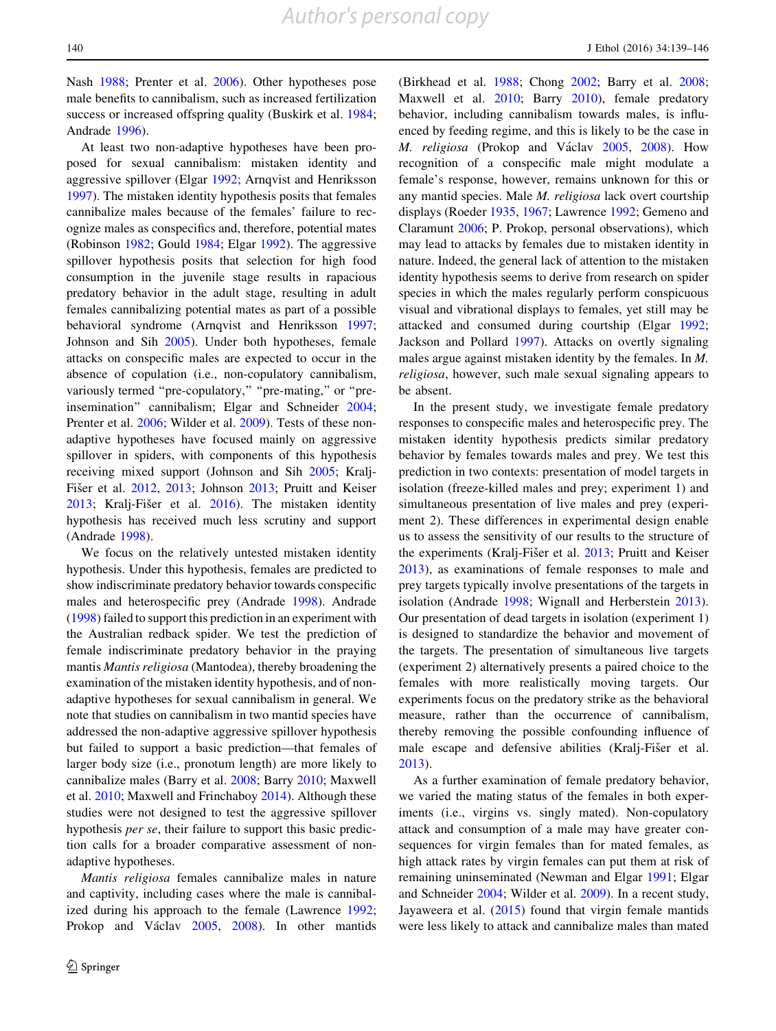Nash 1988; Prenter et al. 2006). Other hypotheses pose male benefits to cannibalism, such as increased fertilization success or increased offspring quality (Buskirk et al. 1984; Andrade 1996).

At least two non-adaptive hypotheses have been proposed for sexual cannibalism: mistaken identity and aggressive spillover (Elgar 1992; Arnqvist and Henriksson 1997). The mistaken identity hypothesis posits that females cannibalize males because of the females' failure to recognize males as conspecifics and, therefore, potential mates (Robinson 1982; Gould 1984; Elgar 1992). The aggressive spillover hypothesis posits that selection for high food consumption in the juvenile stage results in rapacious predatory behavior in the adult stage, resulting in adult females cannibalizing potential mates as part of a possible behavioral syndrome (Arnqvist and Henriksson 1997; Johnson and Sih 2005). Under both hypotheses, female attacks on conspecific males are expected to occur in the absence of copulation (i.e., non-copulatory cannibalism, variously termed "pre-copulatory," "pre-mating," or "pre-insemination" cannibalism; Elgar and Schneider 2004; Prenter et al. 2006; Wilder et al. 2009). Tests of these non-adaptive hypotheses have focused mainly on aggressive spillover in spiders, with components of this hypothesis receiving mixed support (Johnson and Sih 2005; Kralj-Fišer et al. 2012, 2013; Johnson 2013; Pruitt and Keiser 2013; Kralj-Fišer et al. 2016). The mistaken identity hypothesis has received much less scrutiny and support (Andrade 1998).

We focus on the relatively untested mistaken identity hypothesis. Under this hypothesis, females are predicted to show indiscriminate predatory behavior towards conspecific males and heterospecific prey (Andrade 1998). Andrade (1998) failed to support this prediction in an experiment with the Australian redback spider. We test the prediction of female indiscriminate predatory behavior in the praying mantis *Mantis religiosa* (Mantodea), thereby broadening the examination of the mistaken identity hypothesis, and of non-adaptive hypotheses for sexual cannibalism in general. We note that studies on cannibalism in two mantid species have addressed the non-adaptive aggressive spillover hypothesis but failed to support a basic prediction—that females of larger body size (i.e., pronotum length) are more likely to cannibalize males (Barry et al. 2008; Barry 2010; Maxwell et al. 2010; Maxwell and Frinchaboy 2014). Although these studies were not designed to test the aggressive spillover hypothesis *per se*, their failure to support this basic prediction calls for a broader comparative assessment of non-adaptive hypotheses.

*Mantis religiosa* females cannibalize males in nature and captivity, including cases where the male is cannibalized during his approach to the female (Lawrence 1992; Prokop and Václav 2005, 2008). In other mantids (Birkhead et al. 1988; Chong 2002; Barry et al. 2008; Maxwell et al. 2010; Barry 2010), female predatory behavior, including cannibalism towards males, is influenced by feeding regime, and this is likely to be the case in *M. religiosa* (Prokop and Václav 2005, 2008). How recognition of a conspecific male might modulate a female's response, however, remains unknown for this or any mantid species. Male *M. religiosa* lack overt courtship displays (Roeder 1935, 1967; Lawrence 1992; Gemeno and Claramunt 2006; P. Prokop, personal observations), which may lead to attacks by females due to mistaken identity in nature. Indeed, the general lack of attention to the mistaken identity hypothesis seems to derive from research on spider species in which the males regularly perform conspicuous visual and vibrational displays to females, yet still may be attacked and consumed during courtship (Elgar 1992; Jackson and Pollard 1997). Attacks on overtly signaling males argue against mistaken identity by the females. In *M. religiosa*, however, such male sexual signaling appears to be absent.

In the present study, we investigate female predatory responses to conspecific males and heterospecific prey. The mistaken identity hypothesis predicts similar predatory behavior by females towards males and prey. We test this prediction in two contexts: presentation of model targets in isolation (freeze-killed males and prey; experiment 1) and simultaneous presentation of live males and prey (experiment 2). These differences in experimental design enable us to assess the sensitivity of our results to the structure of the experiments (Kralj-Fišer et al. 2013; Pruitt and Keiser 2013), as examinations of female responses to male and prey targets typically involve presentations of the targets in isolation (Andrade 1998; Wignall and Herberstein 2013). Our presentation of dead targets in isolation (experiment 1) is designed to standardize the behavior and movement of the targets. The presentation of simultaneous live targets (experiment 2) alternatively presents a paired choice to the females with more realistically moving targets. Our experiments focus on the predatory strike as the behavioral measure, rather than the occurrence of cannibalism, thereby removing the possible confounding influence of male escape and defensive abilities (Kralj-Fišer et al. 2013).

As a further examination of female predatory behavior, we varied the mating status of the females in both experiments (i.e., virgins vs. singly mated). Non-copulatory attack and consumption of a male may have greater consequences for virgin females than for mated females, as high attack rates by virgin females can put them at risk of remaining uninseminated (Newman and Elgar 1991; Elgar and Schneider 2004; Wilder et al. 2009). In a recent study, Jayaweera et al. (2015) found that virgin female mantids were less likely to attack and cannibalize males than mated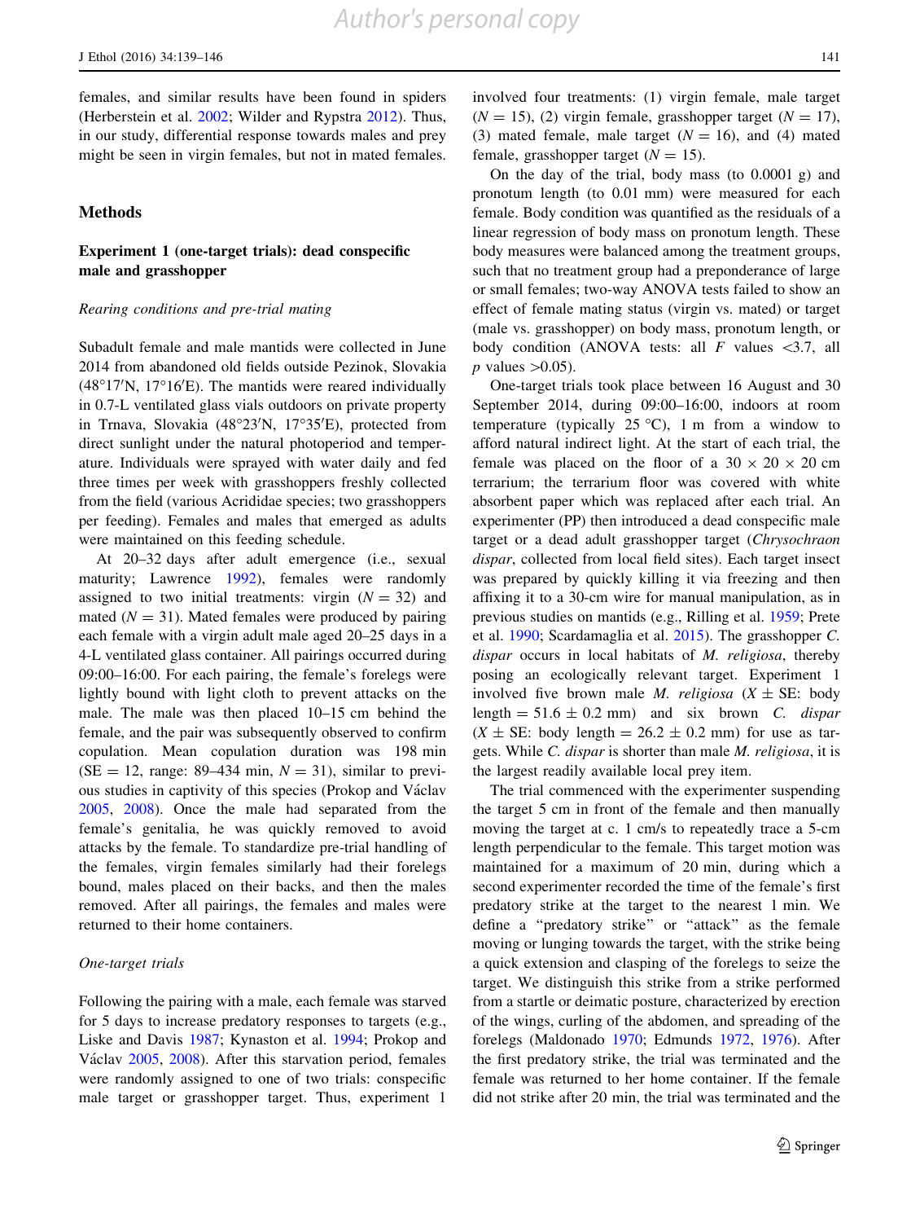females, and similar results have been found in spiders (Herberstein et al. 2002; Wilder and Rypstra 2012). Thus, in our study, differential response towards males and prey might be seen in virgin females, but not in mated females.

## Methods

### Experiment 1 (one-target trials): dead conspecific male and grasshopper

#### *Rearing conditions and pre-trial mating*

Subadult female and male mantids were collected in June 2014 from abandoned old fields outside Pezinok, Slovakia (48°17′N, 17°16′E). The mantids were reared individually in 0.7-L ventilated glass vials outdoors on private property in Trnava, Slovakia (48°23′N, 17°35′E), protected from direct sunlight under the natural photoperiod and temperature. Individuals were sprayed with water daily and fed three times per week with grasshoppers freshly collected from the field (various Acrididae species; two grasshoppers per feeding). Females and males that emerged as adults were maintained on this feeding schedule.

At 20–32 days after adult emergence (i.e., sexual maturity; Lawrence 1992), females were randomly assigned to two initial treatments: virgin ($N = 32$) and mated ($N = 31$). Mated females were produced by pairing each female with a virgin adult male aged 20–25 days in a 4-L ventilated glass container. All pairings occurred during 09:00–16:00. For each pairing, the female's forelegs were lightly bound with light cloth to prevent attacks on the male. The male was then placed 10–15 cm behind the female, and the pair was subsequently observed to confirm copulation. Mean copulation duration was 198 min (SE = 12, range: 89–434 min, $N = 31$), similar to previous studies in captivity of this species (Prokop and Václav 2005, 2008). Once the male had separated from the female's genitalia, he was quickly removed to avoid attacks by the female. To standardize pre-trial handling of the females, virgin females similarly had their forelegs bound, males placed on their backs, and then the males removed. After all pairings, the females and males were returned to their home containers.

#### *One-target trials*

Following the pairing with a male, each female was starved for 5 days to increase predatory responses to targets (e.g., Liske and Davis 1987; Kynaston et al. 1994; Prokop and Václav 2005, 2008). After this starvation period, females were randomly assigned to one of two trials: conspecific male target or grasshopper target. Thus, experiment 1 involved four treatments: (1) virgin female, male target ($N = 15$), (2) virgin female, grasshopper target ($N = 17$), (3) mated female, male target ($N = 16$), and (4) mated female, grasshopper target ($N = 15$).

On the day of the trial, body mass (to 0.0001 g) and pronotum length (to 0.01 mm) were measured for each female. Body condition was quantified as the residuals of a linear regression of body mass on pronotum length. These body measures were balanced among the treatment groups, such that no treatment group had a preponderance of large or small females; two-way ANOVA tests failed to show an effect of female mating status (virgin vs. mated) or target (male vs. grasshopper) on body mass, pronotum length, or body condition (ANOVA tests: all $F$ values $<3.7$, all $p$ values $>0.05$).

One-target trials took place between 16 August and 30 September 2014, during 09:00–16:00, indoors at room temperature (typically 25 °C), 1 m from a window to afford natural indirect light. At the start of each trial, the female was placed on the floor of a 30 × 20 × 20 cm terrarium; the terrarium floor was covered with white absorbent paper which was replaced after each trial. An experimenter (PP) then introduced a dead conspecific male target or a dead adult grasshopper target (*Chrysochraon dispar*, collected from local field sites). Each target insect was prepared by quickly killing it via freezing and then affixing it to a 30-cm wire for manual manipulation, as in previous studies on mantids (e.g., Rilling et al. 1959; Prete et al. 1990; Scardamaglia et al. 2015). The grasshopper *C. dispar* occurs in local habitats of *M. religiosa*, thereby posing an ecologically relevant target. Experiment 1 involved five brown male *M. religiosa* ($\bar{X} \pm$ SE: body length = 51.6 ± 0.2 mm) and six brown *C. dispar* ($\bar{X} \pm$ SE: body length = 26.2 ± 0.2 mm) for use as targets. While *C. dispar* is shorter than male *M. religiosa*, it is the largest readily available local prey item.

The trial commenced with the experimenter suspending the target 5 cm in front of the female and then manually moving the target at c. 1 cm/s to repeatedly trace a 5-cm length perpendicular to the female. This target motion was maintained for a maximum of 20 min, during which a second experimenter recorded the time of the female's first predatory strike at the target to the nearest 1 min. We define a "predatory strike" or "attack" as the female moving or lunging towards the target, with the strike being a quick extension and clasping of the forelegs to seize the target. We distinguish this strike from a strike performed from a startle or deimatic posture, characterized by erection of the wings, curling of the abdomen, and spreading of the forelegs (Maldonado 1970; Edmunds 1972, 1976). After the first predatory strike, the trial was terminated and the female was returned to her home container. If the female did not strike after 20 min, the trial was terminated and the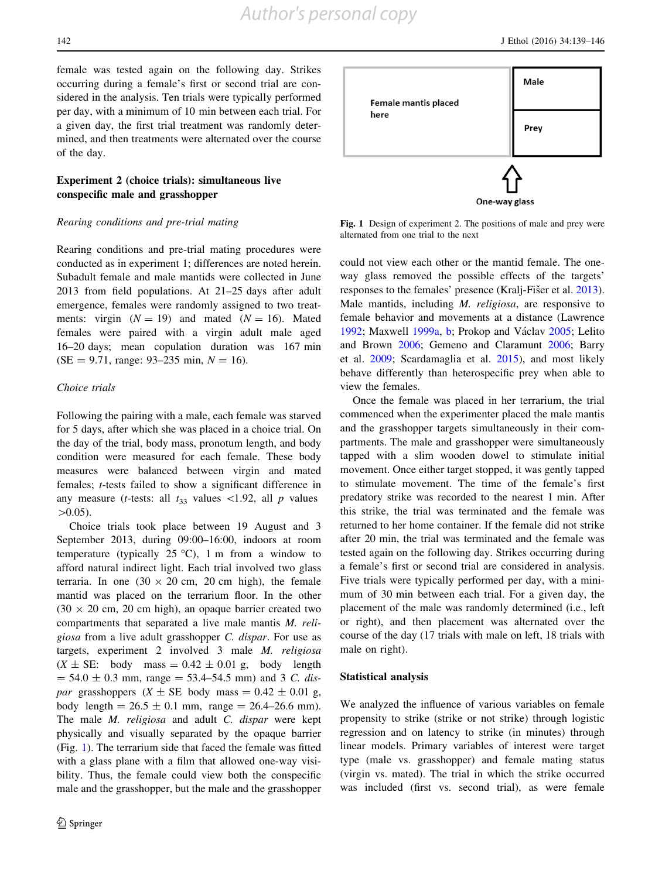female was tested again on the following day. Strikes occurring during a female's first or second trial are considered in the analysis. Ten trials were typically performed per day, with a minimum of 10 min between each trial. For a given day, the first trial treatment was randomly determined, and then treatments were alternated over the course of the day.

### Experiment 2 (choice trials): simultaneous live conspecific male and grasshopper

#### *Rearing conditions and pre-trial mating*

Rearing conditions and pre-trial mating procedures were conducted as in experiment 1; differences are noted herein. Subadult female and male mantids were collected in June 2013 from field populations. At 21–25 days after adult emergence, females were randomly assigned to two treatments: virgin ($N = 19$) and mated ($N = 16$). Mated females were paired with a virgin adult male aged 16–20 days; mean copulation duration was 167 min (SE = 9.71, range: 93–235 min, $N = 16$).

#### *Choice trials*

Following the pairing with a male, each female was starved for 5 days, after which she was placed in a choice trial. On the day of the trial, body mass, pronotum length, and body condition were measured for each female. These body measures were balanced between virgin and mated females; *t*-tests failed to show a significant difference in any measure (*t*-tests: all $t_{33}$ values <1.92, all $p$ values >0.05).

Choice trials took place between 19 August and 3 September 2013, during 09:00–16:00, indoors at room temperature (typically 25 °C), 1 m from a window to afford natural indirect light. Each trial involved two glass terraria. In one (30 × 20 cm, 20 cm high), the female mantid was placed on the terrarium floor. In the other (30 × 20 cm, 20 cm high), an opaque barrier created two compartments that separated a live male mantis *M. religiosa* from a live adult grasshopper *C. dispar*. For use as targets, experiment 2 involved 3 male *M. religiosa* ($X \pm$ SE: body mass = 0.42 ± 0.01 g, body length = 54.0 ± 0.3 mm, range = 53.4–54.5 mm) and 3 *C. dispar* grasshoppers ($X \pm$ SE body mass = 0.42 ± 0.01 g, body length = 26.5 ± 0.1 mm, range = 26.4–26.6 mm). The male *M. religiosa* and adult *C. dispar* were kept physically and visually separated by the opaque barrier (Fig. 1). The terrarium side that faced the female was fitted with a glass plane with a film that allowed one-way visibility. Thus, the female could view both the conspecific male and the grasshopper, but the male and the grasshopper could not view each other or the mantid female. The one-way glass removed the possible effects of the targets' responses to the females' presence (Kralj-Fišer et al. 2013). Male mantids, including *M. religiosa*, are responsive to female behavior and movements at a distance (Lawrence 1992; Maxwell 1999a, b; Prokop and Václav 2005; Lelito and Brown 2006; Gemeno and Claramunt 2006; Barry et al. 2009; Scardamaglia et al. 2015), and most likely behave differently than heterospecific prey when able to view the females.

Once the female was placed in her terrarium, the trial commenced when the experimenter placed the male mantis and the grasshopper targets simultaneously in their compartments. The male and grasshopper were simultaneously tapped with a slim wooden dowel to stimulate initial movement. Once either target stopped, it was gently tapped to stimulate movement. The time of the female's first predatory strike was recorded to the nearest 1 min. After this strike, the trial was terminated and the female was returned to her home container. If the female did not strike after 20 min, the trial was terminated and the female was tested again on the following day. Strikes occurring during a female's first or second trial are considered in analysis. Five trials were typically performed per day, with a minimum of 30 min between each trial. For a given day, the placement of the male was randomly determined (i.e., left or right), and then placement was alternated over the course of the day (17 trials with male on left, 18 trials with male on right).

Female mantis placed here | Male | Prey | One-way glass

**Fig. 1** Design of experiment 2. The positions of male and prey were alternated from one trial to the next

### Statistical analysis

We analyzed the influence of various variables on female propensity to strike (strike or not strike) through logistic regression and on latency to strike (in minutes) through linear models. Primary variables of interest were target type (male vs. grasshopper) and female mating status (virgin vs. mated). The trial in which the strike occurred was included (first vs. second trial), as were female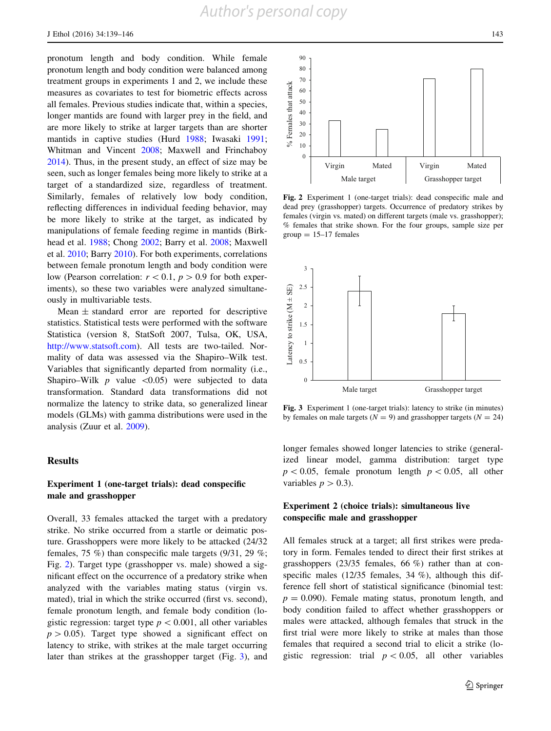pronotum length and body condition. While female pronotum length and body condition were balanced among treatment groups in experiments 1 and 2, we include these measures as covariates to test for biometric effects across all females. Previous studies indicate that, within a species, longer mantids are found with larger prey in the field, and are more likely to strike at larger targets than are shorter mantids in captive studies (Hurd 1988; Iwasaki 1991; Whitman and Vincent 2008; Maxwell and Frinchaboy 2014). Thus, in the present study, an effect of size may be seen, such as longer females being more likely to strike at a target of a standardized size, regardless of treatment. Similarly, females of relatively low body condition, reflecting differences in individual feeding behavior, may be more likely to strike at the target, as indicated by manipulations of female feeding regime in mantids (Birkhead et al. 1988; Chong 2002; Barry et al. 2008; Maxwell et al. 2010; Barry 2010). For both experiments, correlations between female pronotum length and body condition were low (Pearson correlation: $r < 0.1$, $p > 0.9$ for both experiments), so these two variables were analyzed simultaneously in multivariable tests.

Mean ± standard error are reported for descriptive statistics. Statistical tests were performed with the software Statistica (version 8, StatSoft 2007, Tulsa, OK, USA, http://www.statsoft.com). All tests are two-tailed. Normality of data was assessed via the Shapiro–Wilk test. Variables that significantly departed from normality (i.e., Shapiro–Wilk $p$ value $<0.05$) were subjected to data transformation. Standard data transformations did not normalize the latency to strike data, so generalized linear models (GLMs) with gamma distributions were used in the analysis (Zuur et al. 2009).

## Results

### Experiment 1 (one-target trials): dead conspecific male and grasshopper

Overall, 33 females attacked the target with a predatory strike. No strike occurred from a startle or deimatic posture. Grasshoppers were more likely to be attacked (24/32 females, 75 %) than conspecific male targets (9/31, 29 %; Fig. 2). Target type (grasshopper vs. male) showed a significant effect on the occurrence of a predatory strike when analyzed with the variables mating status (virgin vs. mated), trial in which the strike occurred (first vs. second), female pronotum length, and female body condition (logistic regression: target type $p < 0.001$, all other variables $p > 0.05$). Target type showed a significant effect on latency to strike, with strikes at the male target occurring later than strikes at the grasshopper target (Fig. 3), and longer females showed longer latencies to strike (generalized linear model, gamma distribution: target type $p < 0.05$, female pronotum length $p < 0.05$, all other variables $p > 0.3$).

Fig. 2 Experiment 1 (one-target trials): dead conspecific male and dead prey (grasshopper) targets. Occurrence of predatory strikes by females (virgin vs. mated) on different targets (male vs. grasshopper); % females that strike shown. For the four groups, sample size per group = 15–17 females

Fig. 3 Experiment 1 (one-target trials): latency to strike (in minutes) by females on male targets ($N = 9$) and grasshopper targets ($N = 24$)

### Experiment 2 (choice trials): simultaneous live conspecific male and grasshopper

All females struck at a target; all first strikes were predatory in form. Females tended to direct their first strikes at grasshoppers (23/35 females, 66 %) rather than at conspecific males (12/35 females, 34 %), although this difference fell short of statistical significance (binomial test: $p = 0.090$). Female mating status, pronotum length, and body condition failed to affect whether grasshoppers or males were attacked, although females that struck in the first trial were more likely to strike at males than those females that required a second trial to elicit a strike (logistic regression: trial $p < 0.05$, all other variables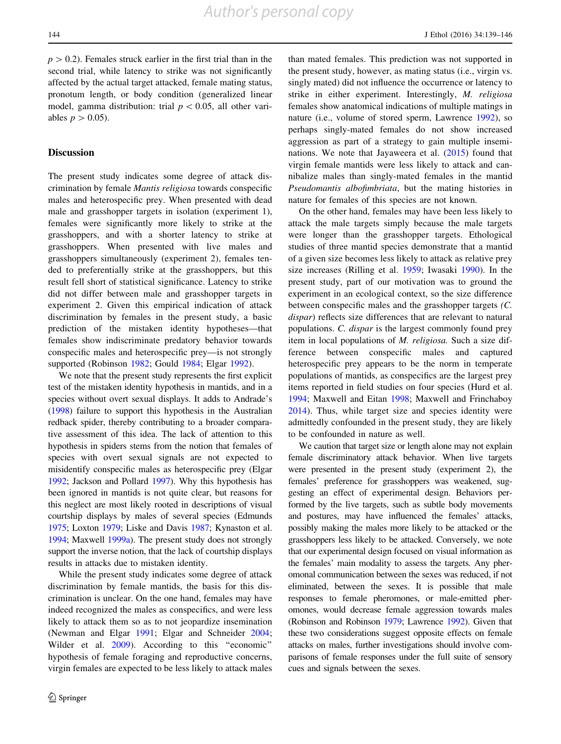$p > 0.2$). Females struck earlier in the first trial than in the second trial, while latency to strike was not significantly affected by the actual target attacked, female mating status, pronotum length, or body condition (generalized linear model, gamma distribution: trial $p < 0.05$, all other variables $p > 0.05$).

## Discussion

The present study indicates some degree of attack discrimination by female *Mantis religiosa* towards conspecific males and heterospecific prey. When presented with dead male and grasshopper targets in isolation (experiment 1), females were significantly more likely to strike at the grasshoppers, and with a shorter latency to strike at grasshoppers. When presented with live males and grasshoppers simultaneously (experiment 2), females tended to preferentially strike at the grasshoppers, but this result fell short of statistical significance. Latency to strike did not differ between male and grasshopper targets in experiment 2. Given this empirical indication of attack discrimination by females in the present study, a basic prediction of the mistaken identity hypotheses—that females show indiscriminate predatory behavior towards conspecific males and heterospecific prey—is not strongly supported (Robinson 1982; Gould 1984; Elgar 1992).

We note that the present study represents the first explicit test of the mistaken identity hypothesis in mantids, and in a species without overt sexual displays. It adds to Andrade's (1998) failure to support this hypothesis in the Australian redback spider, thereby contributing to a broader comparative assessment of this idea. The lack of attention to this hypothesis in spiders stems from the notion that females of species with overt sexual signals are not expected to misidentify conspecific males as heterospecific prey (Elgar 1992; Jackson and Pollard 1997). Why this hypothesis has been ignored in mantids is not quite clear, but reasons for this neglect are most likely rooted in descriptions of visual courtship displays by males of several species (Edmunds 1975; Loxton 1979; Liske and Davis 1987; Kynaston et al. 1994; Maxwell 1999a). The present study does not strongly support the inverse notion, that the lack of courtship displays results in attacks due to mistaken identity.

While the present study indicates some degree of attack discrimination by female mantids, the basis for this discrimination is unclear. On the one hand, females may have indeed recognized the males as conspecifics, and were less likely to attack them so as to not jeopardize insemination (Newman and Elgar 1991; Elgar and Schneider 2004; Wilder et al. 2009). According to this "economic" hypothesis of female foraging and reproductive concerns, virgin females are expected to be less likely to attack males than mated females. This prediction was not supported in the present study, however, as mating status (i.e., virgin vs. singly mated) did not influence the occurrence or latency to strike in either experiment. Interestingly, *M. religiosa* females show anatomical indications of multiple matings in nature (i.e., volume of stored sperm, Lawrence 1992), so perhaps singly-mated females do not show increased aggression as part of a strategy to gain multiple inseminations. We note that Jayaweera et al. (2015) found that virgin female mantids were less likely to attack and cannibalize males than singly-mated females in the mantid *Pseudomantis albofimbriata*, but the mating histories in nature for females of this species are not known.

On the other hand, females may have been less likely to attack the male targets simply because the male targets were longer than the grasshopper targets. Ethological studies of three mantid species demonstrate that a mantid of a given size becomes less likely to attack as relative prey size increases (Rilling et al. 1959; Iwasaki 1990). In the present study, part of our motivation was to ground the experiment in an ecological context, so the size difference between conspecific males and the grasshopper targets (*C. dispar*) reflects size differences that are relevant to natural populations. *C. dispar* is the largest commonly found prey item in local populations of *M. religiosa.* Such a size difference between conspecific males and captured heterospecific prey appears to be the norm in temperate populations of mantids, as conspecifics are the largest prey items reported in field studies on four species (Hurd et al. 1994; Maxwell and Eitan 1998; Maxwell and Frinchaboy 2014). Thus, while target size and species identity were admittedly confounded in the present study, they are likely to be confounded in nature as well.

We caution that target size or length alone may not explain female discriminatory attack behavior. When live targets were presented in the present study (experiment 2), the females' preference for grasshoppers was weakened, suggesting an effect of experimental design. Behaviors performed by the live targets, such as subtle body movements and postures, may have influenced the females' attacks, possibly making the males more likely to be attacked or the grasshoppers less likely to be attacked. Conversely, we note that our experimental design focused on visual information as the females' main modality to assess the targets. Any pheromonal communication between the sexes was reduced, if not eliminated, between the sexes. It is possible that male responses to female pheromones, or male-emitted pheromones, would decrease female aggression towards males (Robinson and Robinson 1979; Lawrence 1992). Given that these two considerations suggest opposite effects on female attacks on males, further investigations should involve comparisons of female responses under the full suite of sensory cues and signals between the sexes.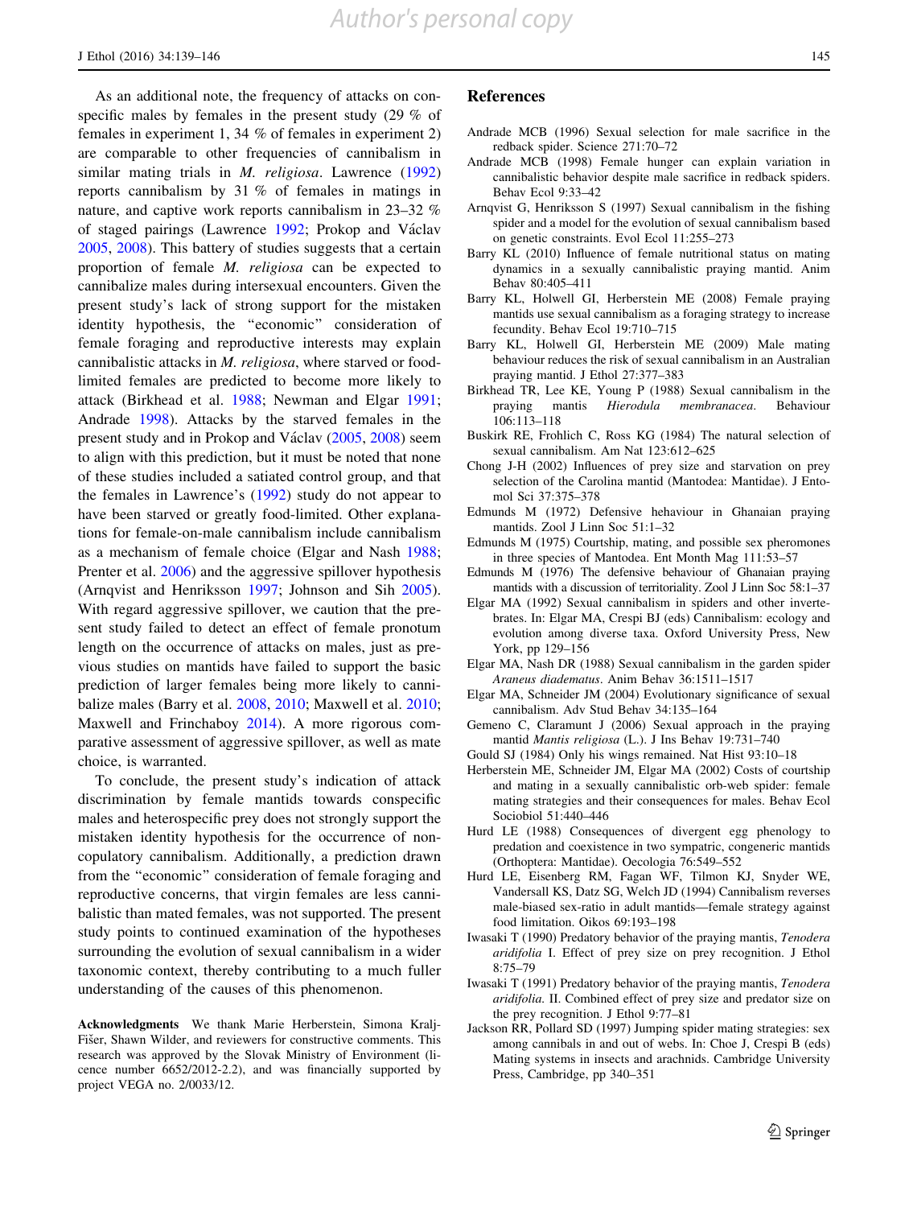As an additional note, the frequency of attacks on conspecific males by females in the present study (29 % of females in experiment 1, 34 % of females in experiment 2) are comparable to other frequencies of cannibalism in similar mating trials in *M. religiosa*. Lawrence (1992) reports cannibalism by 31 % of females in matings in nature, and captive work reports cannibalism in 23–32 % of staged pairings (Lawrence 1992; Prokop and Václav 2005, 2008). This battery of studies suggests that a certain proportion of female *M. religiosa* can be expected to cannibalize males during intersexual encounters. Given the present study's lack of strong support for the mistaken identity hypothesis, the "economic" consideration of female foraging and reproductive interests may explain cannibalistic attacks in *M. religiosa*, where starved or food-limited females are predicted to become more likely to attack (Birkhead et al. 1988; Newman and Elgar 1991; Andrade 1998). Attacks by the starved females in the present study and in Prokop and Václav (2005, 2008) seem to align with this prediction, but it must be noted that none of these studies included a satiated control group, and that the females in Lawrence's (1992) study do not appear to have been starved or greatly food-limited. Other explanations for female-on-male cannibalism include cannibalism as a mechanism of female choice (Elgar and Nash 1988; Prenter et al. 2006) and the aggressive spillover hypothesis (Arnqvist and Henriksson 1997; Johnson and Sih 2005). With regard aggressive spillover, we caution that the present study failed to detect an effect of female pronotum length on the occurrence of attacks on males, just as previous studies on mantids have failed to support the basic prediction of larger females being more likely to cannibalize males (Barry et al. 2008, 2010; Maxwell et al. 2010; Maxwell and Frinchaboy 2014). A more rigorous comparative assessment of aggressive spillover, as well as mate choice, is warranted.

To conclude, the present study's indication of attack discrimination by female mantids towards conspecific males and heterospecific prey does not strongly support the mistaken identity hypothesis for the occurrence of non-copulatory cannibalism. Additionally, a prediction drawn from the "economic" consideration of female foraging and reproductive concerns, that virgin females are less cannibalistic than mated females, was not supported. The present study points to continued examination of the hypotheses surrounding the evolution of sexual cannibalism in a wider taxonomic context, thereby contributing to a much fuller understanding of the causes of this phenomenon.

**Acknowledgments** We thank Marie Herberstein, Simona Kralj-Fišer, Shawn Wilder, and reviewers for constructive comments. This research was approved by the Slovak Ministry of Environment (licence number 6652/2012-2.2), and was financially supported by project VEGA no. 2/0033/12.

## References

Andrade MCB (1996) Sexual selection for male sacrifice in the redback spider. Science 271:70–72

Andrade MCB (1998) Female hunger can explain variation in cannibalistic behavior despite male sacrifice in redback spiders. Behav Ecol 9:33–42

Arnqvist G, Henriksson S (1997) Sexual cannibalism in the fishing spider and a model for the evolution of sexual cannibalism based on genetic constraints. Evol Ecol 11:255–273

Barry KL (2010) Influence of female nutritional status on mating dynamics in a sexually cannibalistic praying mantid. Anim Behav 80:405–411

Barry KL, Holwell GI, Herberstein ME (2008) Female praying mantids use sexual cannibalism as a foraging strategy to increase fecundity. Behav Ecol 19:710–715

Barry KL, Holwell GI, Herberstein ME (2009) Male mating behaviour reduces the risk of sexual cannibalism in an Australian praying mantid. J Ethol 27:377–383

Birkhead TR, Lee KE, Young P (1988) Sexual cannibalism in the praying mantis *Hierodula membranacea*. Behaviour 106:113–118

Buskirk RE, Frohlich C, Ross KG (1984) The natural selection of sexual cannibalism. Am Nat 123:612–625

Chong J-H (2002) Influences of prey size and starvation on prey selection of the Carolina mantid (Mantodea: Mantidae). J Entomol Sci 37:375–378

Edmunds M (1972) Defensive behaviour in Ghanaian praying mantids. Zool J Linn Soc 51:1–32

Edmunds M (1975) Courtship, mating, and possible sex pheromones in three species of Mantodea. Ent Month Mag 111:53–57

Edmunds M (1976) The defensive behaviour of Ghanaian praying mantids with a discussion of territoriality. Zool J Linn Soc 58:1–37

Elgar MA (1992) Sexual cannibalism in spiders and other invertebrates. In: Elgar MA, Crespi BJ (eds) Cannibalism: ecology and evolution among diverse taxa. Oxford University Press, New York, pp 129–156

Elgar MA, Nash DR (1988) Sexual cannibalism in the garden spider *Araneus diadematus*. Anim Behav 36:1511–1517

Elgar MA, Schneider JM (2004) Evolutionary significance of sexual cannibalism. Adv Stud Behav 34:135–164

Gemeno C, Claramunt J (2006) Sexual approach in the praying mantid *Mantis religiosa* (L.). J Ins Behav 19:731–740

Gould SJ (1984) Only his wings remained. Nat Hist 93:10–18

Herberstein ME, Schneider JM, Elgar MA (2002) Costs of courtship and mating in a sexually cannibalistic orb-web spider: female mating strategies and their consequences for males. Behav Ecol Sociobiol 51:440–446

Hurd LE (1988) Consequences of divergent egg phenology to predation and coexistence in two sympatric, congeneric mantids (Orthoptera: Mantidae). Oecologia 76:549–552

Hurd LE, Eisenberg RM, Fagan WF, Tilmon KJ, Snyder WE, Vandersall KS, Datz SG, Welch JD (1994) Cannibalism reverses male-biased sex-ratio in adult mantids—female strategy against food limitation. Oikos 69:193–198

Iwasaki T (1990) Predatory behavior of the praying mantis, *Tenodera aridifolia* I. Effect of prey size on prey recognition. J Ethol 8:75–79

Iwasaki T (1991) Predatory behavior of the praying mantis, *Tenodera aridifolia*. II. Combined effect of prey size and predator size on the prey recognition. J Ethol 9:77–81

Jackson RR, Pollard SD (1997) Jumping spider mating strategies: sex among cannibals in and out of webs. In: Choe J, Crespi B (eds) Mating systems in insects and arachnids. Cambridge University Press, Cambridge, pp 340–351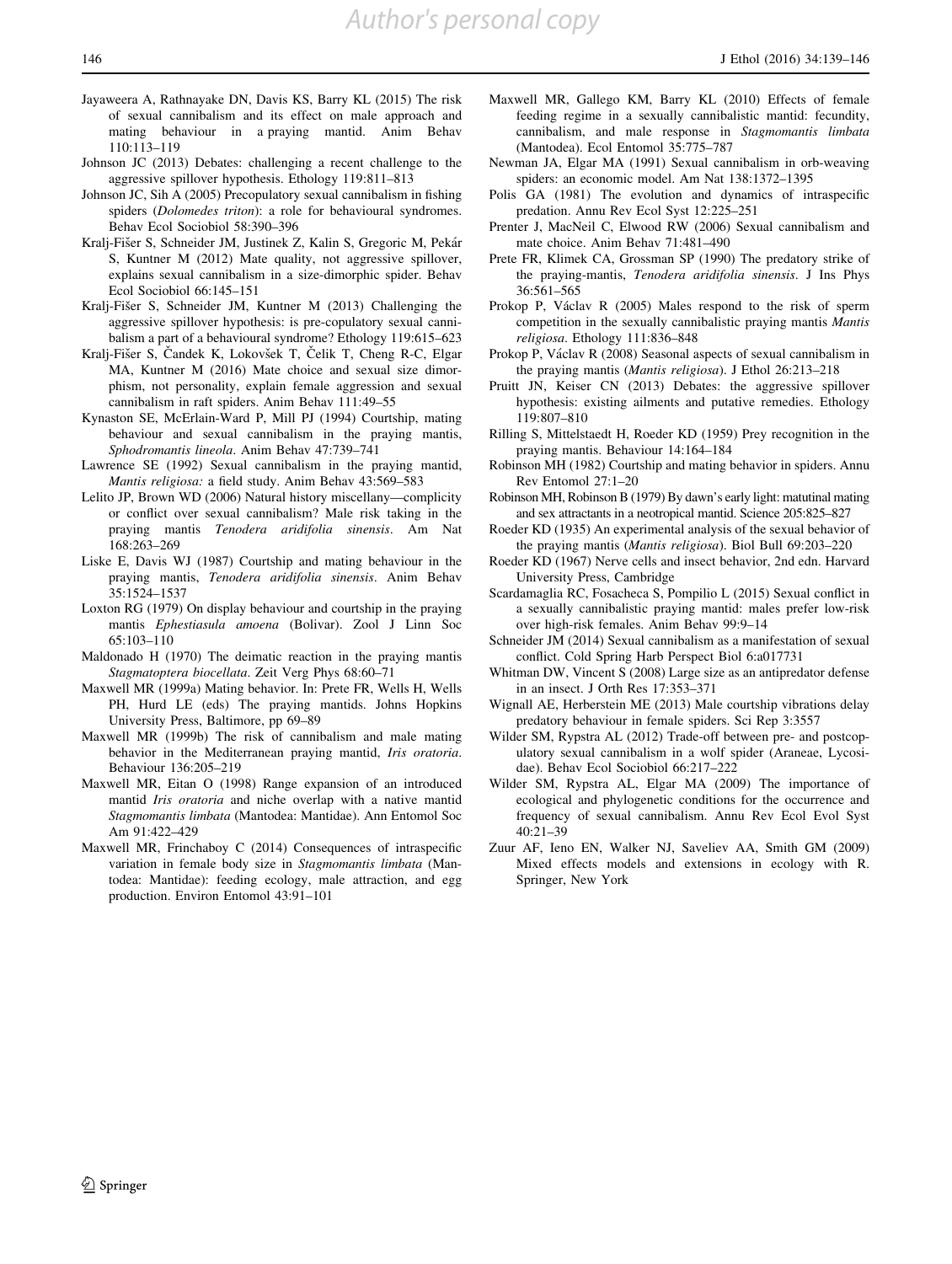Jayaweera A, Rathnayake DN, Davis KS, Barry KL (2015) The risk of sexual cannibalism and its effect on male approach and mating behaviour in a praying mantid. Anim Behav 110:113–119

Johnson JC (2013) Debates: challenging a recent challenge to the aggressive spillover hypothesis. Ethology 119:811–813

Johnson JC, Sih A (2005) Precopulatory sexual cannibalism in fishing spiders (*Dolomedes triton*): a role for behavioural syndromes. Behav Ecol Sociobiol 58:390–396

Kralj-Fišer S, Schneider JM, Justinek Z, Kalin S, Gregoric M, Pekár S, Kuntner M (2012) Mate quality, not aggressive spillover, explains sexual cannibalism in a size-dimorphic spider. Behav Ecol Sociobiol 66:145–151

Kralj-Fišer S, Schneider JM, Kuntner M (2013) Challenging the aggressive spillover hypothesis: is pre-copulatory sexual cannibalism a part of a behavioural syndrome? Ethology 119:615–623

Kralj-Fišer S, Čandek K, Lokovšek T, Čelik T, Cheng R-C, Elgar MA, Kuntner M (2016) Mate choice and sexual size dimorphism, not personality, explain female aggression and sexual cannibalism in raft spiders. Anim Behav 111:49–55

Kynaston SE, McErlain-Ward P, Mill PJ (1994) Courtship, mating behaviour and sexual cannibalism in the praying mantis, *Sphodromantis lineola*. Anim Behav 47:739–741

Lawrence SE (1992) Sexual cannibalism in the praying mantid, *Mantis religiosa:* a field study. Anim Behav 43:569–583

Lelito JP, Brown WD (2006) Natural history miscellany—complicity or conflict over sexual cannibalism? Male risk taking in the praying mantis *Tenodera aridifolia sinensis*. Am Nat 168:263–269

Liske E, Davis WJ (1987) Courtship and mating behaviour in the praying mantis, *Tenodera aridifolia sinensis*. Anim Behav 35:1524–1537

Loxton RG (1979) On display behaviour and courtship in the praying mantis *Ephestiasula amoena* (Bolivar). Zool J Linn Soc 65:103–110

Maldonado H (1970) The deimatic reaction in the praying mantis *Stagmatoptera biocellata*. Zeit Verg Phys 68:60–71

Maxwell MR (1999a) Mating behavior. In: Prete FR, Wells H, Wells PH, Hurd LE (eds) The praying mantids. Johns Hopkins University Press, Baltimore, pp 69–89

Maxwell MR (1999b) The risk of cannibalism and male mating behavior in the Mediterranean praying mantid, *Iris oratoria*. Behaviour 136:205–219

Maxwell MR, Eitan O (1998) Range expansion of an introduced mantid *Iris oratoria* and niche overlap with a native mantid *Stagmomantis limbata* (Mantodea: Mantidae). Ann Entomol Soc Am 91:422–429

Maxwell MR, Frinchaboy C (2014) Consequences of intraspecific variation in female body size in *Stagmomantis limbata* (Mantodea: Mantidae): feeding ecology, male attraction, and egg production. Environ Entomol 43:91–101

Maxwell MR, Gallego KM, Barry KL (2010) Effects of female feeding regime in a sexually cannibalistic mantid: fecundity, cannibalism, and male response in *Stagmomantis limbata* (Mantodea). Ecol Entomol 35:775–787

Newman JA, Elgar MA (1991) Sexual cannibalism in orb-weaving spiders: an economic model. Am Nat 138:1372–1395

Polis GA (1981) The evolution and dynamics of intraspecific predation. Annu Rev Ecol Syst 12:225–251

Prenter J, MacNeil C, Elwood RW (2006) Sexual cannibalism and mate choice. Anim Behav 71:481–490

Prete FR, Klimek CA, Grossman SP (1990) The predatory strike of the praying-mantis, *Tenodera aridifolia sinensis*. J Ins Phys 36:561–565

Prokop P, Václav R (2005) Males respond to the risk of sperm competition in the sexually cannibalistic praying mantis *Mantis religiosa*. Ethology 111:836–848

Prokop P, Václav R (2008) Seasonal aspects of sexual cannibalism in the praying mantis (*Mantis religiosa*). J Ethol 26:213–218

Pruitt JN, Keiser CN (2013) Debates: the aggressive spillover hypothesis: existing ailments and putative remedies. Ethology 119:807–810

Rilling S, Mittelstaedt H, Roeder KD (1959) Prey recognition in the praying mantis. Behaviour 14:164–184

Robinson MH (1982) Courtship and mating behavior in spiders. Annu Rev Entomol 27:1–20

Robinson MH, Robinson B (1979) By dawn's early light: matutinal mating and sex attractants in a neotropical mantid. Science 205:825–827

Roeder KD (1935) An experimental analysis of the sexual behavior of the praying mantis (*Mantis religiosa*). Biol Bull 69:203–220

Roeder KD (1967) Nerve cells and insect behavior, 2nd edn. Harvard University Press, Cambridge

Scardamaglia RC, Fosacheca S, Pompilio L (2015) Sexual conflict in a sexually cannibalistic praying mantid: males prefer low-risk over high-risk females. Anim Behav 99:9–14

Schneider JM (2014) Sexual cannibalism as a manifestation of sexual conflict. Cold Spring Harb Perspect Biol 6:a017731

Whitman DW, Vincent S (2008) Large size as an antipredator defense in an insect. J Orth Res 17:353–371

Wignall AE, Herberstein ME (2013) Male courtship vibrations delay predatory behaviour in female spiders. Sci Rep 3:3557

Wilder SM, Rypstra AL (2012) Trade-off between pre- and postcopulatory sexual cannibalism in a wolf spider (Araneae, Lycosidae). Behav Ecol Sociobiol 66:217–222

Wilder SM, Rypstra AL, Elgar MA (2009) The importance of ecological and phylogenetic conditions for the occurrence and frequency of sexual cannibalism. Annu Rev Ecol Evol Syst 40:21–39

Zuur AF, Ieno EN, Walker NJ, Saveliev AA, Smith GM (2009) Mixed effects models and extensions in ecology with R. Springer, New York